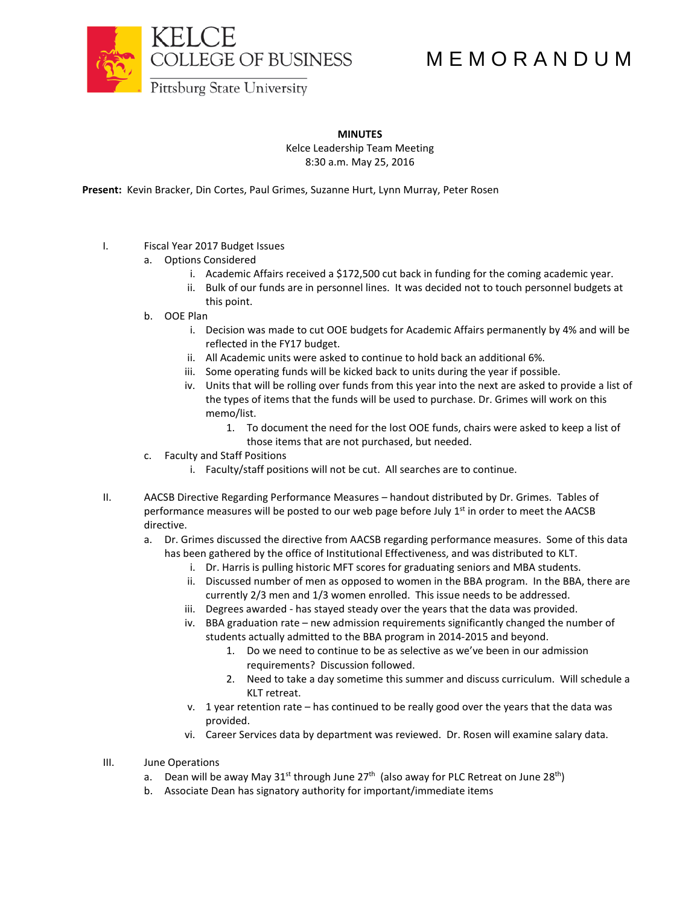KELCE
COLLEGE OF BUSINESS
Pittsburg State University

# M E M O R A N D U M

**MINUTES**
Kelce Leadership Team Meeting
8:30 a.m. May 25, 2016

**Present:** Kevin Bracker, Din Cortes, Paul Grimes, Suzanne Hurt, Lynn Murray, Peter Rosen

I. Fiscal Year 2017 Budget Issues
   a. Options Considered
      i. Academic Affairs received a $172,500 cut back in funding for the coming academic year.
      ii. Bulk of our funds are in personnel lines. It was decided not to touch personnel budgets at this point.
   b. OOE Plan
      i. Decision was made to cut OOE budgets for Academic Affairs permanently by 4% and will be reflected in the FY17 budget.
      ii. All Academic units were asked to continue to hold back an additional 6%.
      iii. Some operating funds will be kicked back to units during the year if possible.
      iv. Units that will be rolling over funds from this year into the next are asked to provide a list of the types of items that the funds will be used to purchase. Dr. Grimes will work on this memo/list.
         1. To document the need for the lost OOE funds, chairs were asked to keep a list of those items that are not purchased, but needed.
   c. Faculty and Staff Positions
      i. Faculty/staff positions will not be cut. All searches are to continue.

II. AACSB Directive Regarding Performance Measures – handout distributed by Dr. Grimes. Tables of performance measures will be posted to our web page before July 1st in order to meet the AACSB directive.
   a. Dr. Grimes discussed the directive from AACSB regarding performance measures. Some of this data has been gathered by the office of Institutional Effectiveness, and was distributed to KLT.
      i. Dr. Harris is pulling historic MFT scores for graduating seniors and MBA students.
      ii. Discussed number of men as opposed to women in the BBA program. In the BBA, there are currently 2/3 men and 1/3 women enrolled. This issue needs to be addressed.
      iii. Degrees awarded - has stayed steady over the years that the data was provided.
      iv. BBA graduation rate – new admission requirements significantly changed the number of students actually admitted to the BBA program in 2014-2015 and beyond.
         1. Do we need to continue to be as selective as we've been in our admission requirements? Discussion followed.
         2. Need to take a day sometime this summer and discuss curriculum. Will schedule a KLT retreat.
      v. 1 year retention rate – has continued to be really good over the years that the data was provided.
      vi. Career Services data by department was reviewed. Dr. Rosen will examine salary data.

III. June Operations
   a. Dean will be away May 31st through June 27th (also away for PLC Retreat on June 28th)
   b. Associate Dean has signatory authority for important/immediate items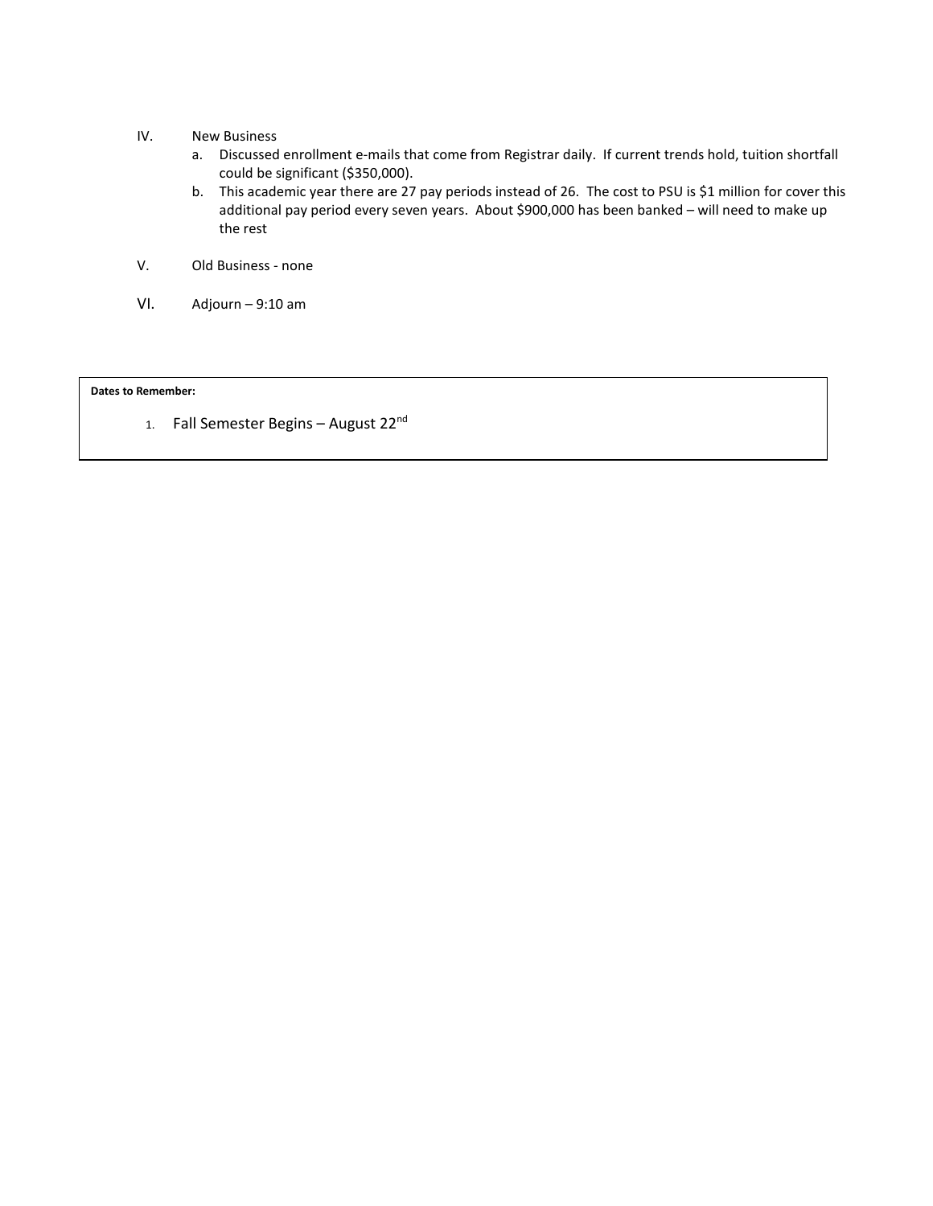IV. New Business

a. Discussed enrollment e-mails that come from Registrar daily. If current trends hold, tuition shortfall could be significant ($350,000).

b. This academic year there are 27 pay periods instead of 26. The cost to PSU is $1 million for cover this additional pay period every seven years. About $900,000 has been banked – will need to make up the rest

V. Old Business - none

VI. Adjourn – 9:10 am

**Dates to Remember:**

1. Fall Semester Begins – August 22nd